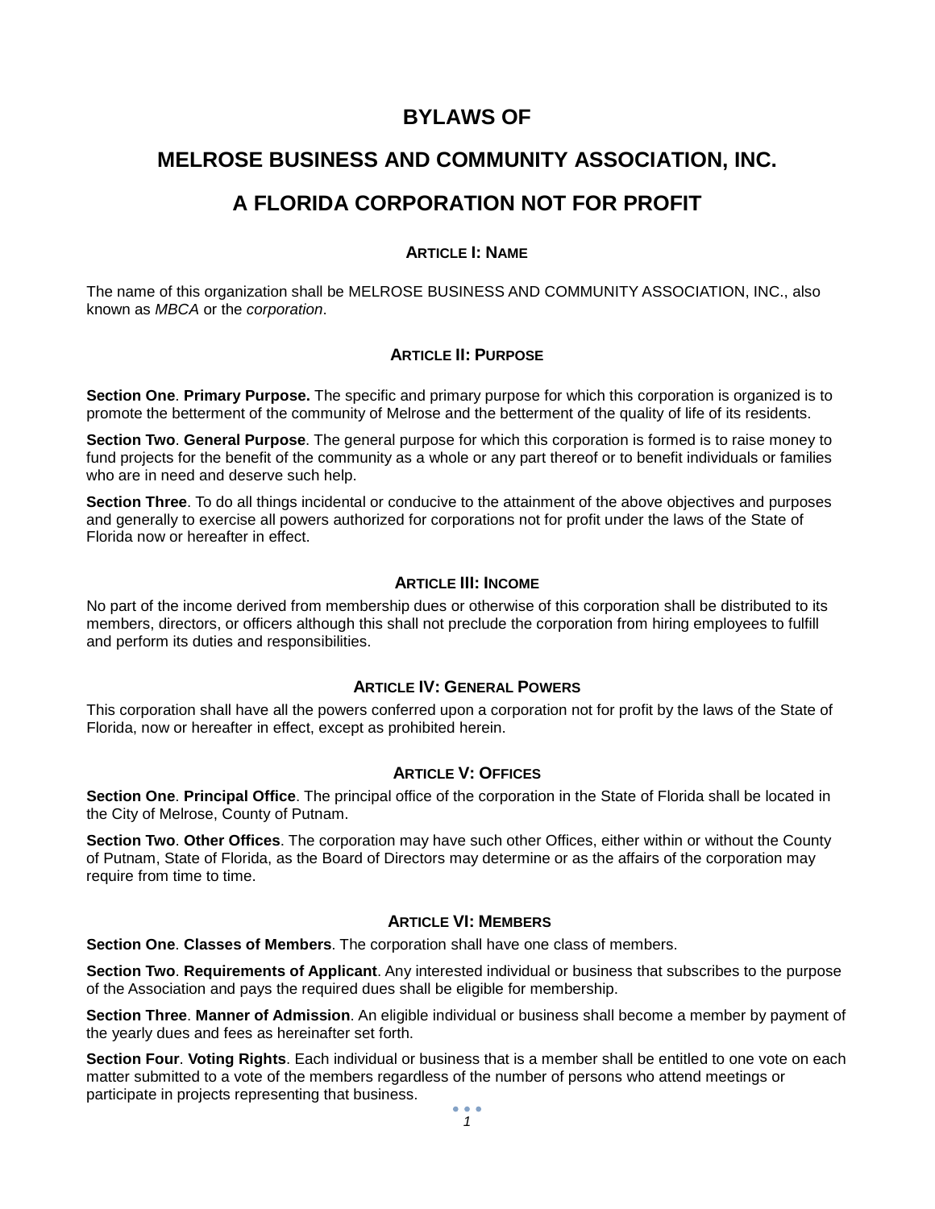# BYLAWS OF

# MELROSE BUSINESS AND COMMUNITY ASSOCIATION, INC.

# A FLORIDA CORPORATION NOT FOR PROFIT

## ARTICLE I: NAME

The name of this organization shall be MELROSE BUSINESS AND COMMUNITY ASSOCIATION, INC., also known as *MBCA* or the *corporation*.

## ARTICLE II: PURPOSE

**Section One**. **Primary Purpose.** The specific and primary purpose for which this corporation is organized is to promote the betterment of the community of Melrose and the betterment of the quality of life of its residents.

**Section Two**. **General Purpose**. The general purpose for which this corporation is formed is to raise money to fund projects for the benefit of the community as a whole or any part thereof or to benefit individuals or families who are in need and deserve such help.

**Section Three**. To do all things incidental or conducive to the attainment of the above objectives and purposes and generally to exercise all powers authorized for corporations not for profit under the laws of the State of Florida now or hereafter in effect.

## ARTICLE III: INCOME

No part of the income derived from membership dues or otherwise of this corporation shall be distributed to its members, directors, or officers although this shall not preclude the corporation from hiring employees to fulfill and perform its duties and responsibilities.

## ARTICLE IV: GENERAL POWERS

This corporation shall have all the powers conferred upon a corporation not for profit by the laws of the State of Florida, now or hereafter in effect, except as prohibited herein.

## ARTICLE V: OFFICES

**Section One**. **Principal Office**. The principal office of the corporation in the State of Florida shall be located in the City of Melrose, County of Putnam.

**Section Two**. **Other Offices**. The corporation may have such other Offices, either within or without the County of Putnam, State of Florida, as the Board of Directors may determine or as the affairs of the corporation may require from time to time.

## ARTICLE VI: MEMBERS

**Section One**. **Classes of Members**. The corporation shall have one class of members.

**Section Two**. **Requirements of Applicant**. Any interested individual or business that subscribes to the purpose of the Association and pays the required dues shall be eligible for membership.

**Section Three**. **Manner of Admission**. An eligible individual or business shall become a member by payment of the yearly dues and fees as hereinafter set forth.

**Section Four**. **Voting Rights**. Each individual or business that is a member shall be entitled to one vote on each matter submitted to a vote of the members regardless of the number of persons who attend meetings or participate in projects representing that business.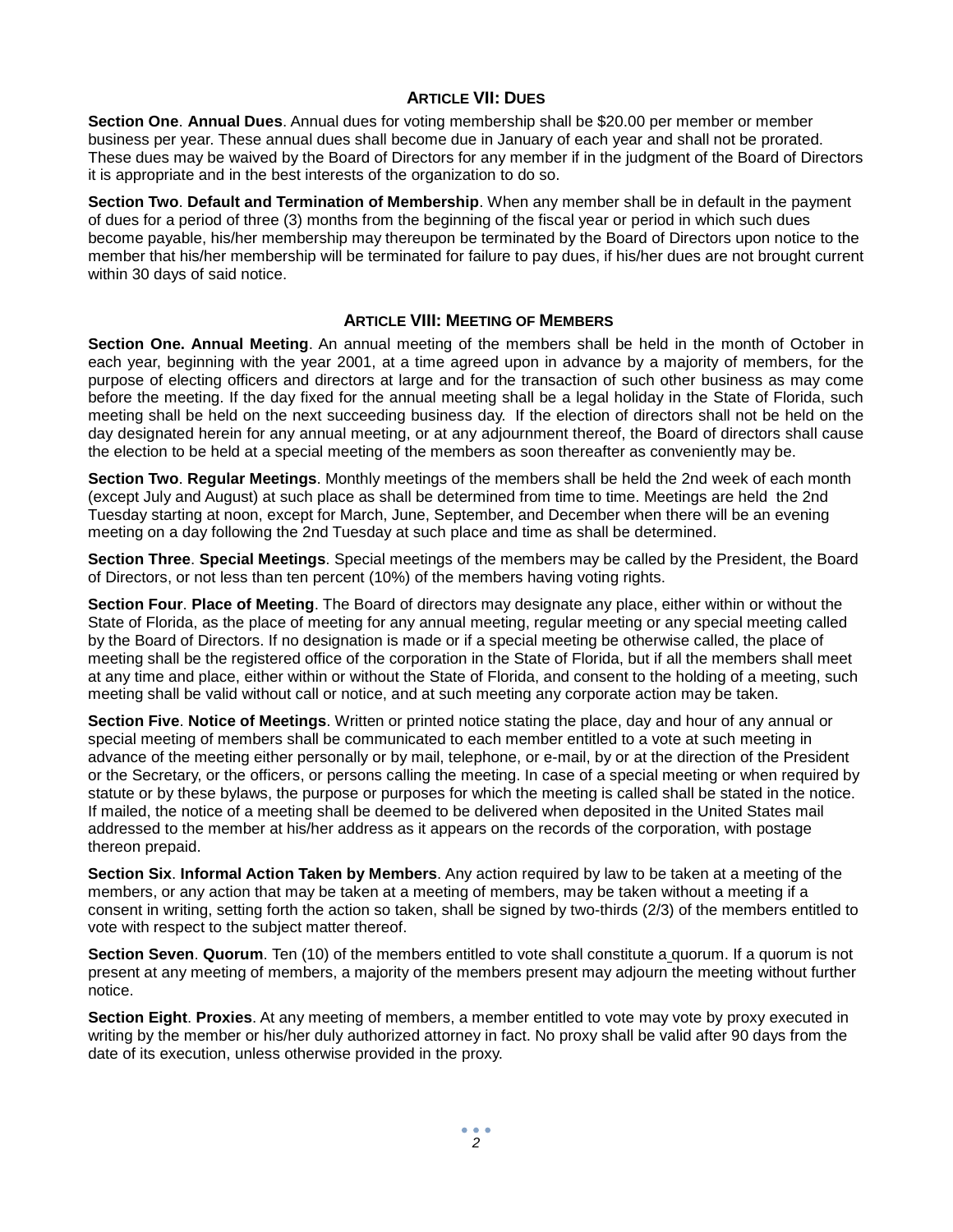## ARTICLE VII: DUES

**Section One**. **Annual Dues**. Annual dues for voting membership shall be $20.00 per member or member business per year. These annual dues shall become due in January of each year and shall not be prorated. These dues may be waived by the Board of Directors for any member if in the judgment of the Board of Directors it is appropriate and in the best interests of the organization to do so.

**Section Two**. **Default and Termination of Membership**. When any member shall be in default in the payment of dues for a period of three (3) months from the beginning of the fiscal year or period in which such dues become payable, his/her membership may thereupon be terminated by the Board of Directors upon notice to the member that his/her membership will be terminated for failure to pay dues, if his/her dues are not brought current within 30 days of said notice.

## ARTICLE VIII: MEETING OF MEMBERS

**Section One. Annual Meeting**. An annual meeting of the members shall be held in the month of October in each year, beginning with the year 2001, at a time agreed upon in advance by a majority of members, for the purpose of electing officers and directors at large and for the transaction of such other business as may come before the meeting. If the day fixed for the annual meeting shall be a legal holiday in the State of Florida, such meeting shall be held on the next succeeding business day. If the election of directors shall not be held on the day designated herein for any annual meeting, or at any adjournment thereof, the Board of directors shall cause the election to be held at a special meeting of the members as soon thereafter as conveniently may be.

**Section Two**. **Regular Meetings**. Monthly meetings of the members shall be held the 2nd week of each month (except July and August) at such place as shall be determined from time to time. Meetings are held the 2nd Tuesday starting at noon, except for March, June, September, and December when there will be an evening meeting on a day following the 2nd Tuesday at such place and time as shall be determined.

**Section Three**. **Special Meetings**. Special meetings of the members may be called by the President, the Board of Directors, or not less than ten percent (10%) of the members having voting rights.

**Section Four**. **Place of Meeting**. The Board of directors may designate any place, either within or without the State of Florida, as the place of meeting for any annual meeting, regular meeting or any special meeting called by the Board of Directors. If no designation is made or if a special meeting be otherwise called, the place of meeting shall be the registered office of the corporation in the State of Florida, but if all the members shall meet at any time and place, either within or without the State of Florida, and consent to the holding of a meeting, such meeting shall be valid without call or notice, and at such meeting any corporate action may be taken.

**Section Five**. **Notice of Meetings**. Written or printed notice stating the place, day and hour of any annual or special meeting of members shall be communicated to each member entitled to a vote at such meeting in advance of the meeting either personally or by mail, telephone, or e-mail, by or at the direction of the President or the Secretary, or the officers, or persons calling the meeting. In case of a special meeting or when required by statute or by these bylaws, the purpose or purposes for which the meeting is called shall be stated in the notice. If mailed, the notice of a meeting shall be deemed to be delivered when deposited in the United States mail addressed to the member at his/her address as it appears on the records of the corporation, with postage thereon prepaid.

**Section Six**. **Informal Action Taken by Members**. Any action required by law to be taken at a meeting of the members, or any action that may be taken at a meeting of members, may be taken without a meeting if a consent in writing, setting forth the action so taken, shall be signed by two-thirds (2/3) of the members entitled to vote with respect to the subject matter thereof.

**Section Seven**. **Quorum**. Ten (10) of the members entitled to vote shall constitute a quorum. If a quorum is not present at any meeting of members, a majority of the members present may adjourn the meeting without further notice.

**Section Eight**. **Proxies**. At any meeting of members, a member entitled to vote may vote by proxy executed in writing by the member or his/her duly authorized attorney in fact. No proxy shall be valid after 90 days from the date of its execution, unless otherwise provided in the proxy.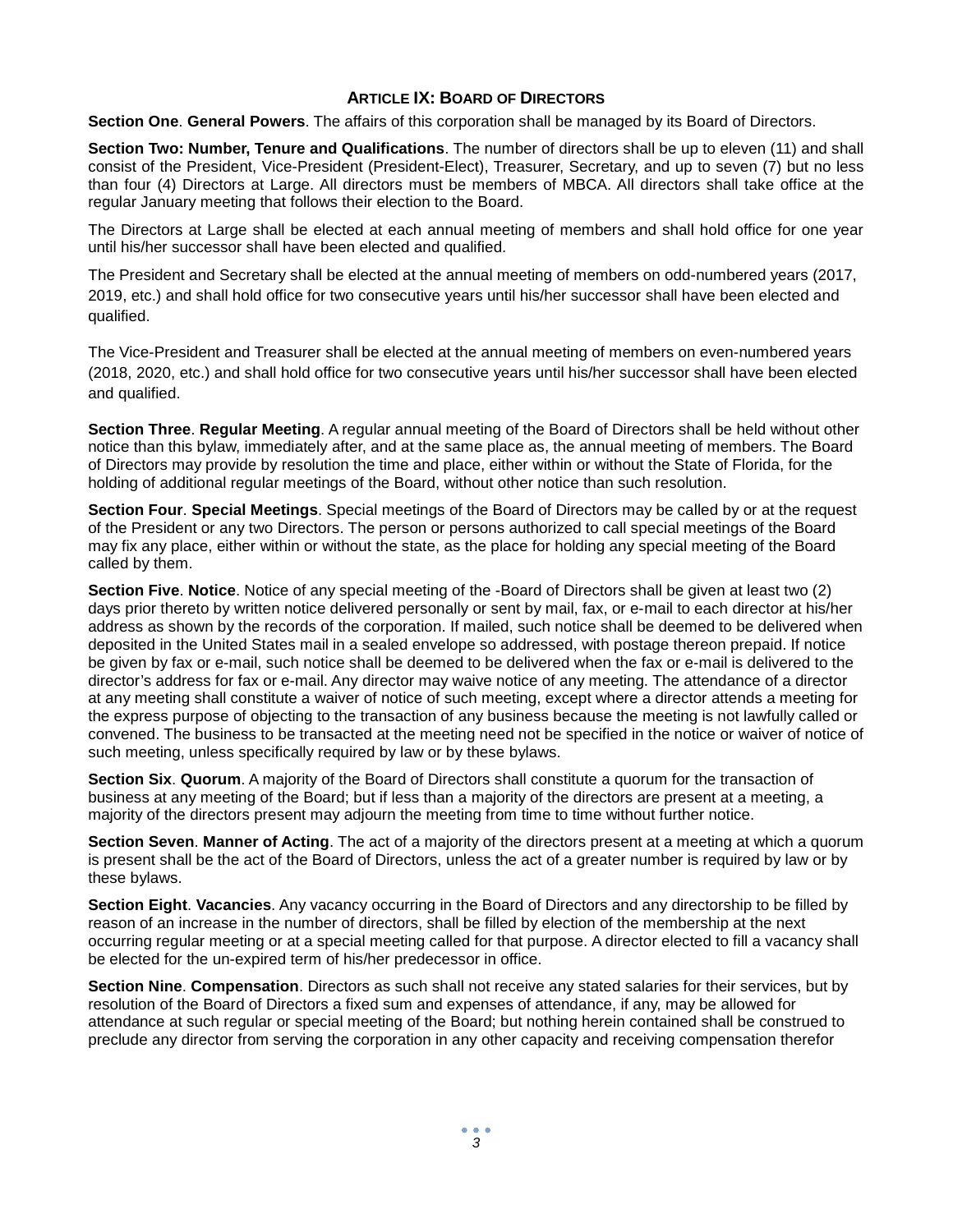## ARTICLE IX: BOARD OF DIRECTORS

**Section One**. **General Powers**. The affairs of this corporation shall be managed by its Board of Directors.

**Section Two: Number, Tenure and Qualifications**. The number of directors shall be up to eleven (11) and shall consist of the President, Vice-President (President-Elect), Treasurer, Secretary, and up to seven (7) but no less than four (4) Directors at Large. All directors must be members of MBCA. All directors shall take office at the regular January meeting that follows their election to the Board.

The Directors at Large shall be elected at each annual meeting of members and shall hold office for one year until his/her successor shall have been elected and qualified.

The President and Secretary shall be elected at the annual meeting of members on odd-numbered years (2017, 2019, etc.) and shall hold office for two consecutive years until his/her successor shall have been elected and qualified.

The Vice-President and Treasurer shall be elected at the annual meeting of members on even-numbered years (2018, 2020, etc.) and shall hold office for two consecutive years until his/her successor shall have been elected and qualified.

**Section Three**. **Regular Meeting**. A regular annual meeting of the Board of Directors shall be held without other notice than this bylaw, immediately after, and at the same place as, the annual meeting of members. The Board of Directors may provide by resolution the time and place, either within or without the State of Florida, for the holding of additional regular meetings of the Board, without other notice than such resolution.

**Section Four**. **Special Meetings**. Special meetings of the Board of Directors may be called by or at the request of the President or any two Directors. The person or persons authorized to call special meetings of the Board may fix any place, either within or without the state, as the place for holding any special meeting of the Board called by them.

**Section Five**. **Notice**. Notice of any special meeting of the -Board of Directors shall be given at least two (2) days prior thereto by written notice delivered personally or sent by mail, fax, or e-mail to each director at his/her address as shown by the records of the corporation. If mailed, such notice shall be deemed to be delivered when deposited in the United States mail in a sealed envelope so addressed, with postage thereon prepaid. If notice be given by fax or e-mail, such notice shall be deemed to be delivered when the fax or e-mail is delivered to the director's address for fax or e-mail. Any director may waive notice of any meeting. The attendance of a director at any meeting shall constitute a waiver of notice of such meeting, except where a director attends a meeting for the express purpose of objecting to the transaction of any business because the meeting is not lawfully called or convened. The business to be transacted at the meeting need not be specified in the notice or waiver of notice of such meeting, unless specifically required by law or by these bylaws.

**Section Six**. **Quorum**. A majority of the Board of Directors shall constitute a quorum for the transaction of business at any meeting of the Board; but if less than a majority of the directors are present at a meeting, a majority of the directors present may adjourn the meeting from time to time without further notice.

**Section Seven**. **Manner of Acting**. The act of a majority of the directors present at a meeting at which a quorum is present shall be the act of the Board of Directors, unless the act of a greater number is required by law or by these bylaws.

**Section Eight**. **Vacancies**. Any vacancy occurring in the Board of Directors and any directorship to be filled by reason of an increase in the number of directors, shall be filled by election of the membership at the next occurring regular meeting or at a special meeting called for that purpose. A director elected to fill a vacancy shall be elected for the un-expired term of his/her predecessor in office.

**Section Nine**. **Compensation**. Directors as such shall not receive any stated salaries for their services, but by resolution of the Board of Directors a fixed sum and expenses of attendance, if any, may be allowed for attendance at such regular or special meeting of the Board; but nothing herein contained shall be construed to preclude any director from serving the corporation in any other capacity and receiving compensation therefor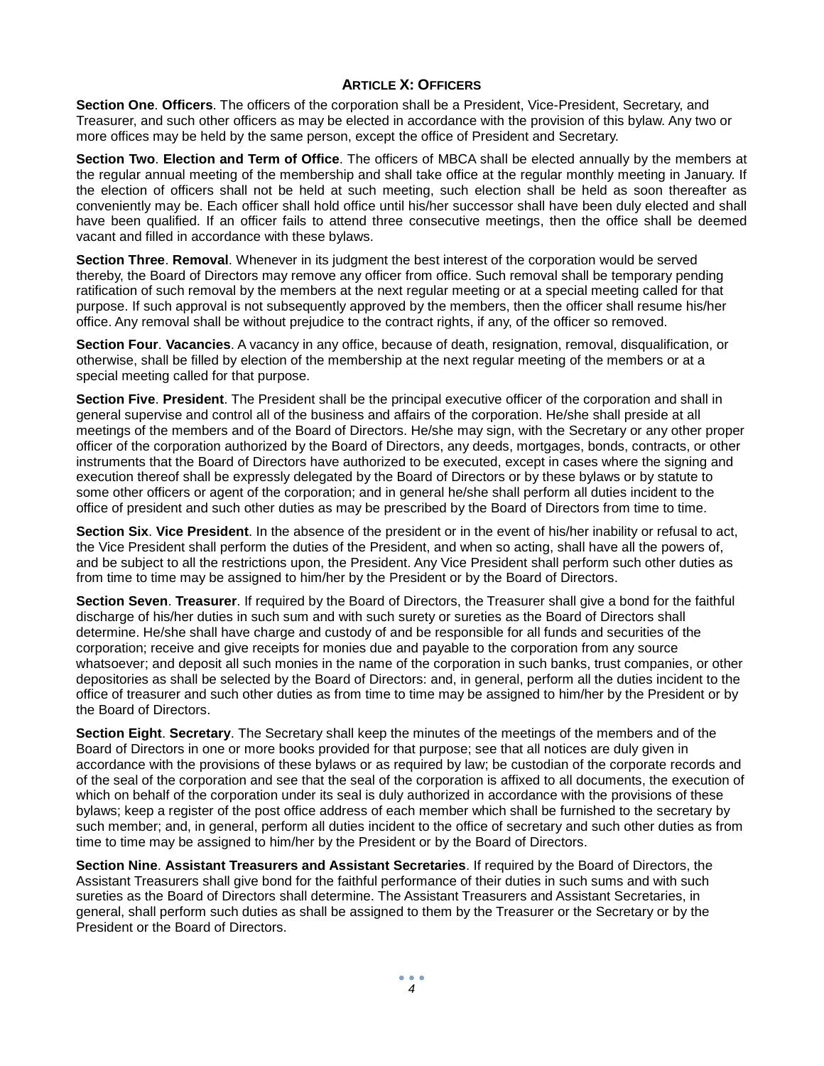## ARTICLE X: OFFICERS

**Section One**. **Officers**. The officers of the corporation shall be a President, Vice-President, Secretary, and Treasurer, and such other officers as may be elected in accordance with the provision of this bylaw. Any two or more offices may be held by the same person, except the office of President and Secretary.

**Section Two**. **Election and Term of Office**. The officers of MBCA shall be elected annually by the members at the regular annual meeting of the membership and shall take office at the regular monthly meeting in January. If the election of officers shall not be held at such meeting, such election shall be held as soon thereafter as conveniently may be. Each officer shall hold office until his/her successor shall have been duly elected and shall have been qualified. If an officer fails to attend three consecutive meetings, then the office shall be deemed vacant and filled in accordance with these bylaws.

**Section Three**. **Removal**. Whenever in its judgment the best interest of the corporation would be served thereby, the Board of Directors may remove any officer from office. Such removal shall be temporary pending ratification of such removal by the members at the next regular meeting or at a special meeting called for that purpose. If such approval is not subsequently approved by the members, then the officer shall resume his/her office. Any removal shall be without prejudice to the contract rights, if any, of the officer so removed.

**Section Four**. **Vacancies**. A vacancy in any office, because of death, resignation, removal, disqualification, or otherwise, shall be filled by election of the membership at the next regular meeting of the members or at a special meeting called for that purpose.

**Section Five**. **President**. The President shall be the principal executive officer of the corporation and shall in general supervise and control all of the business and affairs of the corporation. He/she shall preside at all meetings of the members and of the Board of Directors. He/she may sign, with the Secretary or any other proper officer of the corporation authorized by the Board of Directors, any deeds, mortgages, bonds, contracts, or other instruments that the Board of Directors have authorized to be executed, except in cases where the signing and execution thereof shall be expressly delegated by the Board of Directors or by these bylaws or by statute to some other officers or agent of the corporation; and in general he/she shall perform all duties incident to the office of president and such other duties as may be prescribed by the Board of Directors from time to time.

**Section Six**. **Vice President**. In the absence of the president or in the event of his/her inability or refusal to act, the Vice President shall perform the duties of the President, and when so acting, shall have all the powers of, and be subject to all the restrictions upon, the President. Any Vice President shall perform such other duties as from time to time may be assigned to him/her by the President or by the Board of Directors.

**Section Seven**. **Treasurer**. If required by the Board of Directors, the Treasurer shall give a bond for the faithful discharge of his/her duties in such sum and with such surety or sureties as the Board of Directors shall determine. He/she shall have charge and custody of and be responsible for all funds and securities of the corporation; receive and give receipts for monies due and payable to the corporation from any source whatsoever; and deposit all such monies in the name of the corporation in such banks, trust companies, or other depositories as shall be selected by the Board of Directors: and, in general, perform all the duties incident to the office of treasurer and such other duties as from time to time may be assigned to him/her by the President or by the Board of Directors.

**Section Eight**. **Secretary**. The Secretary shall keep the minutes of the meetings of the members and of the Board of Directors in one or more books provided for that purpose; see that all notices are duly given in accordance with the provisions of these bylaws or as required by law; be custodian of the corporate records and of the seal of the corporation and see that the seal of the corporation is affixed to all documents, the execution of which on behalf of the corporation under its seal is duly authorized in accordance with the provisions of these bylaws; keep a register of the post office address of each member which shall be furnished to the secretary by such member; and, in general, perform all duties incident to the office of secretary and such other duties as from time to time may be assigned to him/her by the President or by the Board of Directors.

**Section Nine**. **Assistant Treasurers and Assistant Secretaries**. If required by the Board of Directors, the Assistant Treasurers shall give bond for the faithful performance of their duties in such sums and with such sureties as the Board of Directors shall determine. The Assistant Treasurers and Assistant Secretaries, in general, shall perform such duties as shall be assigned to them by the Treasurer or the Secretary or by the President or the Board of Directors.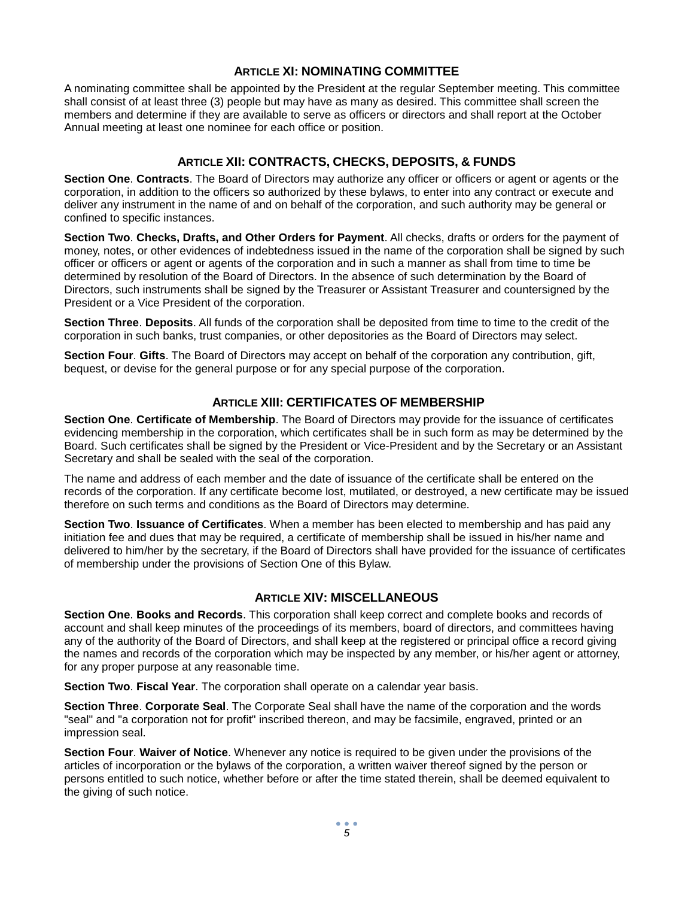## ARTICLE XI: NOMINATING COMMITTEE

A nominating committee shall be appointed by the President at the regular September meeting. This committee shall consist of at least three (3) people but may have as many as desired. This committee shall screen the members and determine if they are available to serve as officers or directors and shall report at the October Annual meeting at least one nominee for each office or position.

## ARTICLE XII: CONTRACTS, CHECKS, DEPOSITS, & FUNDS

**Section One**. **Contracts**. The Board of Directors may authorize any officer or officers or agent or agents or the corporation, in addition to the officers so authorized by these bylaws, to enter into any contract or execute and deliver any instrument in the name of and on behalf of the corporation, and such authority may be general or confined to specific instances.

**Section Two**. **Checks, Drafts, and Other Orders for Payment**. All checks, drafts or orders for the payment of money, notes, or other evidences of indebtedness issued in the name of the corporation shall be signed by such officer or officers or agent or agents of the corporation and in such a manner as shall from time to time be determined by resolution of the Board of Directors. In the absence of such determination by the Board of Directors, such instruments shall be signed by the Treasurer or Assistant Treasurer and countersigned by the President or a Vice President of the corporation.

**Section Three**. **Deposits**. All funds of the corporation shall be deposited from time to time to the credit of the corporation in such banks, trust companies, or other depositories as the Board of Directors may select.

**Section Four**. **Gifts**. The Board of Directors may accept on behalf of the corporation any contribution, gift, bequest, or devise for the general purpose or for any special purpose of the corporation.

## ARTICLE XIII: CERTIFICATES OF MEMBERSHIP

**Section One**. **Certificate of Membership**. The Board of Directors may provide for the issuance of certificates evidencing membership in the corporation, which certificates shall be in such form as may be determined by the Board. Such certificates shall be signed by the President or Vice-President and by the Secretary or an Assistant Secretary and shall be sealed with the seal of the corporation.

The name and address of each member and the date of issuance of the certificate shall be entered on the records of the corporation. If any certificate become lost, mutilated, or destroyed, a new certificate may be issued therefore on such terms and conditions as the Board of Directors may determine.

**Section Two**. **Issuance of Certificates**. When a member has been elected to membership and has paid any initiation fee and dues that may be required, a certificate of membership shall be issued in his/her name and delivered to him/her by the secretary, if the Board of Directors shall have provided for the issuance of certificates of membership under the provisions of Section One of this Bylaw.

## ARTICLE XIV: MISCELLANEOUS

**Section One**. **Books and Records**. This corporation shall keep correct and complete books and records of account and shall keep minutes of the proceedings of its members, board of directors, and committees having any of the authority of the Board of Directors, and shall keep at the registered or principal office a record giving the names and records of the corporation which may be inspected by any member, or his/her agent or attorney, for any proper purpose at any reasonable time.

**Section Two**. **Fiscal Year**. The corporation shall operate on a calendar year basis.

**Section Three**. **Corporate Seal**. The Corporate Seal shall have the name of the corporation and the words "seal" and "a corporation not for profit" inscribed thereon, and may be facsimile, engraved, printed or an impression seal.

**Section Four**. **Waiver of Notice**. Whenever any notice is required to be given under the provisions of the articles of incorporation or the bylaws of the corporation, a written waiver thereof signed by the person or persons entitled to such notice, whether before or after the time stated therein, shall be deemed equivalent to the giving of such notice.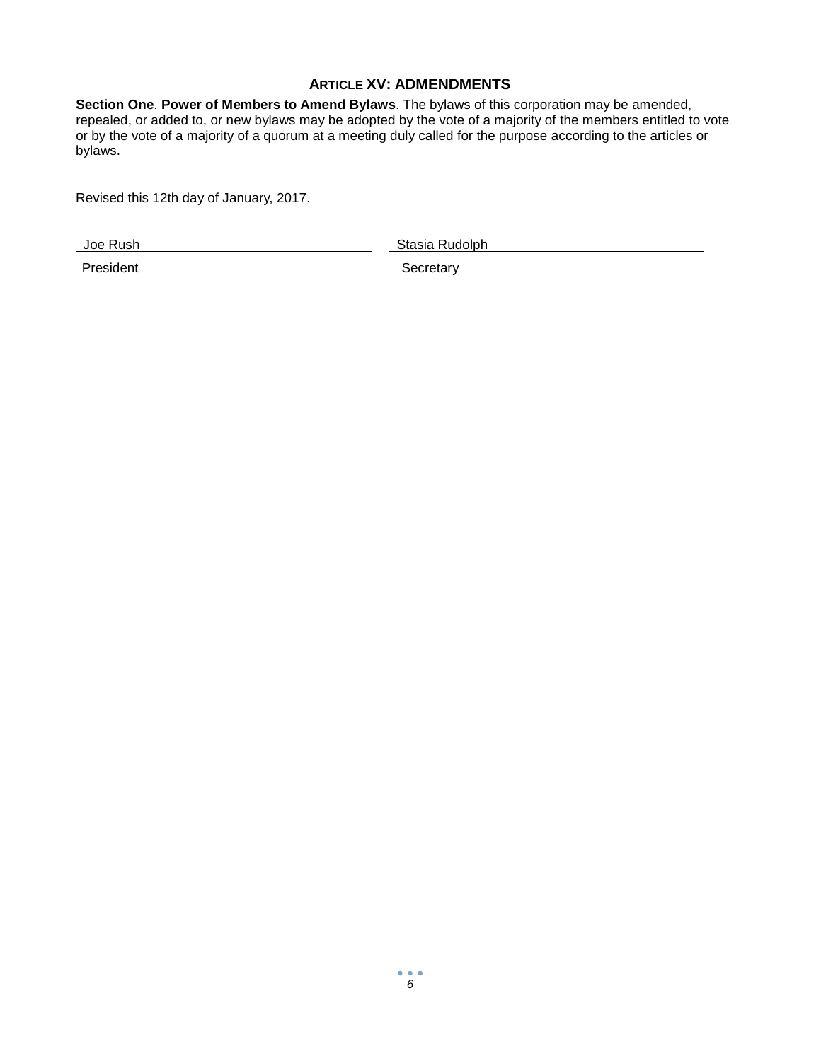## ARTICLE XV: ADMENDMENTS

**Section One**. **Power of Members to Amend Bylaws**. The bylaws of this corporation may be amended, repealed, or added to, or new bylaws may be adopted by the vote of a majority of the members entitled to vote or by the vote of a majority of a quorum at a meeting duly called for the purpose according to the articles or bylaws.

Revised this 12th day of January, 2017.

| | |
|---|---|
| Joe Rush | Stasia Rudolph |
| President | Secretary |